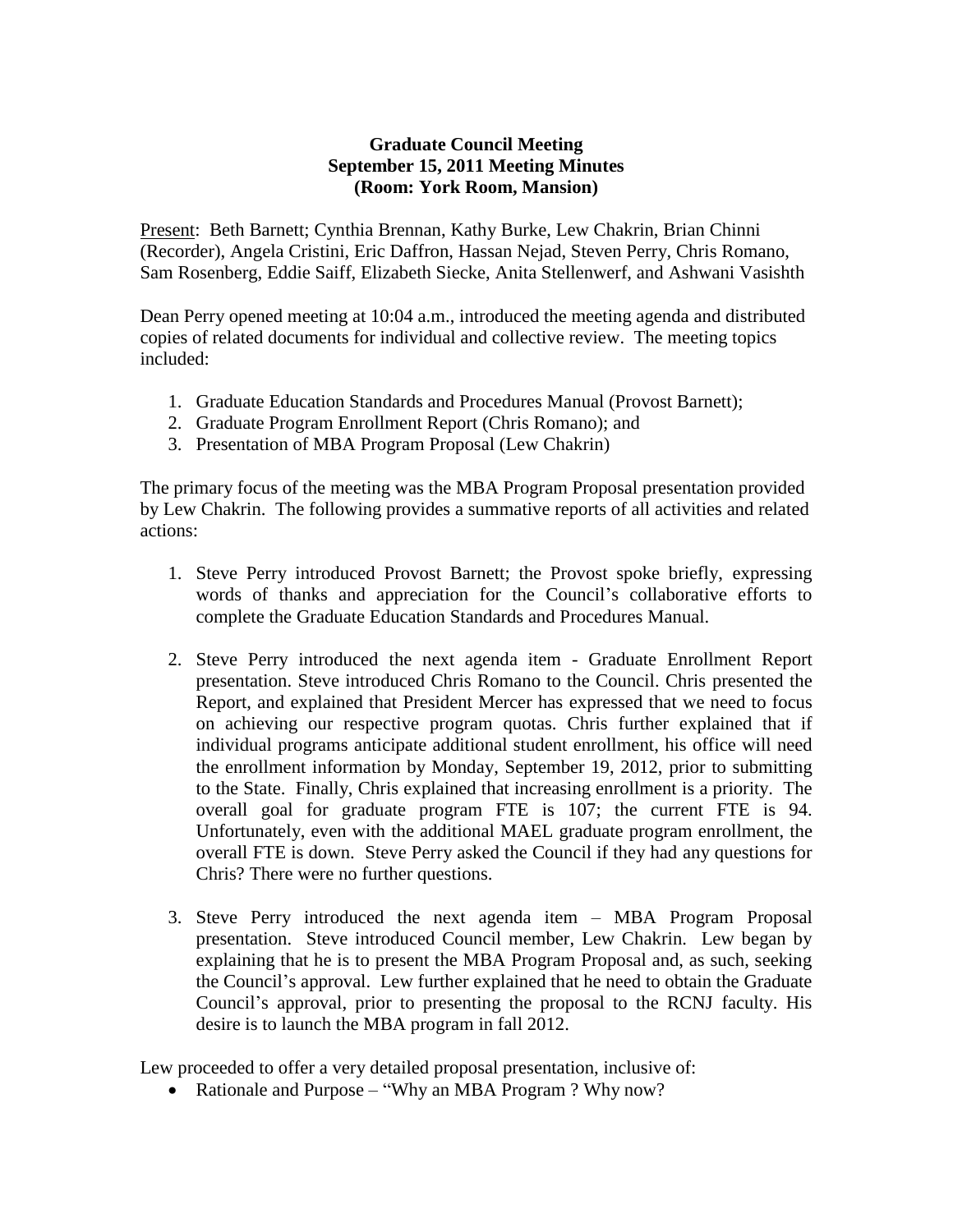**Graduate Council Meeting**
**September 15, 2011 Meeting Minutes**
**(Room: York Room, Mansion)**

Present: Beth Barnett; Cynthia Brennan, Kathy Burke, Lew Chakrin, Brian Chinni (Recorder), Angela Cristini, Eric Daffron, Hassan Nejad, Steven Perry, Chris Romano, Sam Rosenberg, Eddie Saiff, Elizabeth Siecke, Anita Stellenwerf, and Ashwani Vasishth

Dean Perry opened meeting at 10:04 a.m., introduced the meeting agenda and distributed copies of related documents for individual and collective review. The meeting topics included:

1. Graduate Education Standards and Procedures Manual (Provost Barnett);
2. Graduate Program Enrollment Report (Chris Romano); and
3. Presentation of MBA Program Proposal (Lew Chakrin)

The primary focus of the meeting was the MBA Program Proposal presentation provided by Lew Chakrin. The following provides a summative reports of all activities and related actions:

1. Steve Perry introduced Provost Barnett; the Provost spoke briefly, expressing words of thanks and appreciation for the Council's collaborative efforts to complete the Graduate Education Standards and Procedures Manual.

2. Steve Perry introduced the next agenda item - Graduate Enrollment Report presentation. Steve introduced Chris Romano to the Council. Chris presented the Report, and explained that President Mercer has expressed that we need to focus on achieving our respective program quotas. Chris further explained that if individual programs anticipate additional student enrollment, his office will need the enrollment information by Monday, September 19, 2012, prior to submitting to the State. Finally, Chris explained that increasing enrollment is a priority. The overall goal for graduate program FTE is 107; the current FTE is 94. Unfortunately, even with the additional MAEL graduate program enrollment, the overall FTE is down. Steve Perry asked the Council if they had any questions for Chris? There were no further questions.

3. Steve Perry introduced the next agenda item – MBA Program Proposal presentation. Steve introduced Council member, Lew Chakrin. Lew began by explaining that he is to present the MBA Program Proposal and, as such, seeking the Council's approval. Lew further explained that he need to obtain the Graduate Council's approval, prior to presenting the proposal to the RCNJ faculty. His desire is to launch the MBA program in fall 2012.

Lew proceeded to offer a very detailed proposal presentation, inclusive of:

- Rationale and Purpose – "Why an MBA Program ? Why now?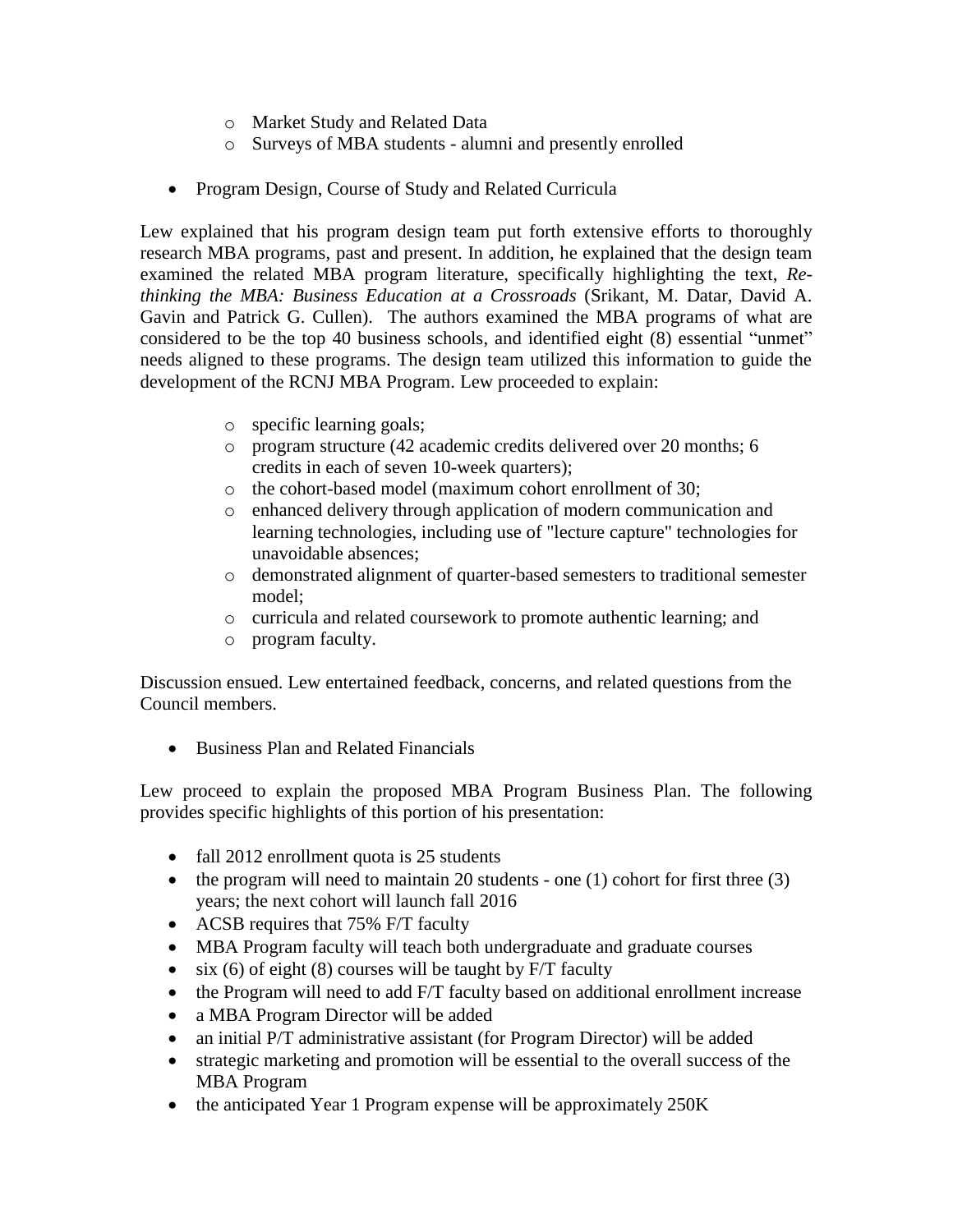- Market Study and Related Data
    - Surveys of MBA students - alumni and presently enrolled

- Program Design, Course of Study and Related Curricula

Lew explained that his program design team put forth extensive efforts to thoroughly research MBA programs, past and present. In addition, he explained that the design team examined the related MBA program literature, specifically highlighting the text, *Re-thinking the MBA: Business Education at a Crossroads* (Srikant, M. Datar, David A. Gavin and Patrick G. Cullen). The authors examined the MBA programs of what are considered to be the top 40 business schools, and identified eight (8) essential "unmet" needs aligned to these programs. The design team utilized this information to guide the development of the RCNJ MBA Program. Lew proceeded to explain:

- specific learning goals;
- program structure (42 academic credits delivered over 20 months; 6 credits in each of seven 10-week quarters);
- the cohort-based model (maximum cohort enrollment of 30;
- enhanced delivery through application of modern communication and learning technologies, including use of "lecture capture" technologies for unavoidable absences;
- demonstrated alignment of quarter-based semesters to traditional semester model;
- curricula and related coursework to promote authentic learning; and
- program faculty.

Discussion ensued. Lew entertained feedback, concerns, and related questions from the Council members.

- Business Plan and Related Financials

Lew proceed to explain the proposed MBA Program Business Plan. The following provides specific highlights of this portion of his presentation:

- fall 2012 enrollment quota is 25 students
- the program will need to maintain 20 students - one (1) cohort for first three (3) years; the next cohort will launch fall 2016
- ACSB requires that 75% F/T faculty
- MBA Program faculty will teach both undergraduate and graduate courses
- six (6) of eight (8) courses will be taught by F/T faculty
- the Program will need to add F/T faculty based on additional enrollment increase
- a MBA Program Director will be added
- an initial P/T administrative assistant (for Program Director) will be added
- strategic marketing and promotion will be essential to the overall success of the MBA Program
- the anticipated Year 1 Program expense will be approximately 250K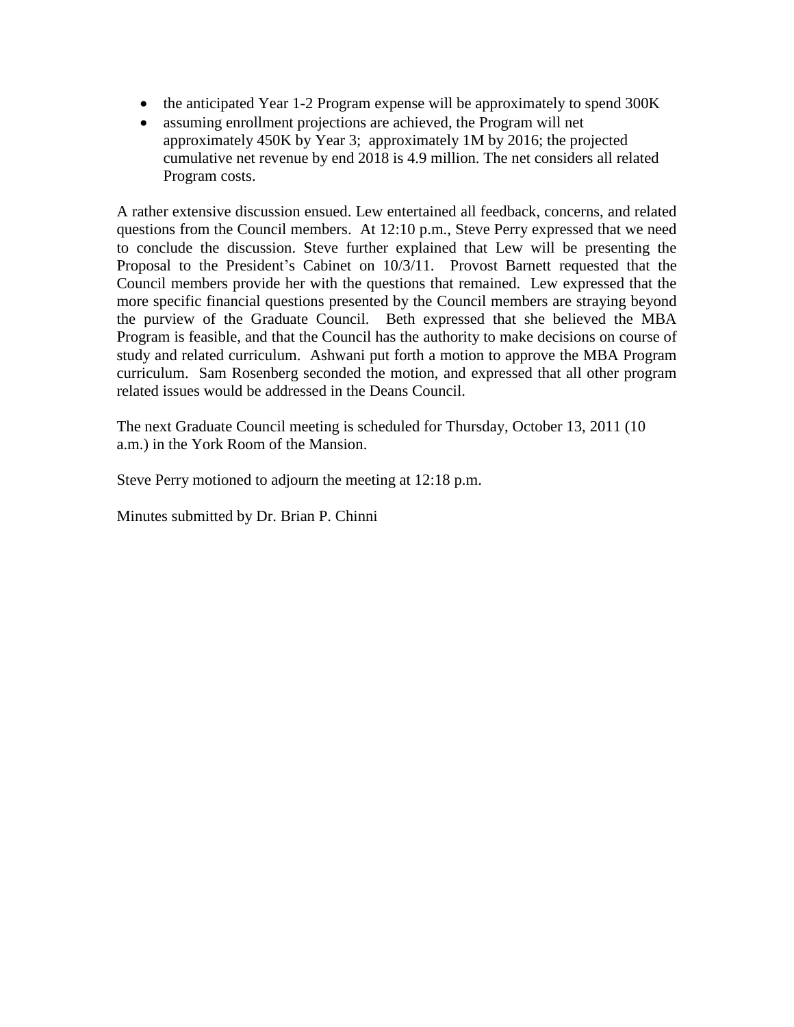- the anticipated Year 1-2 Program expense will be approximately to spend 300K
- assuming enrollment projections are achieved, the Program will net approximately 450K by Year 3; approximately 1M by 2016; the projected cumulative net revenue by end 2018 is 4.9 million. The net considers all related Program costs.

A rather extensive discussion ensued. Lew entertained all feedback, concerns, and related questions from the Council members. At 12:10 p.m., Steve Perry expressed that we need to conclude the discussion. Steve further explained that Lew will be presenting the Proposal to the President's Cabinet on 10/3/11. Provost Barnett requested that the Council members provide her with the questions that remained. Lew expressed that the more specific financial questions presented by the Council members are straying beyond the purview of the Graduate Council. Beth expressed that she believed the MBA Program is feasible, and that the Council has the authority to make decisions on course of study and related curriculum. Ashwani put forth a motion to approve the MBA Program curriculum. Sam Rosenberg seconded the motion, and expressed that all other program related issues would be addressed in the Deans Council.

The next Graduate Council meeting is scheduled for Thursday, October 13, 2011 (10 a.m.) in the York Room of the Mansion.

Steve Perry motioned to adjourn the meeting at 12:18 p.m.

Minutes submitted by Dr. Brian P. Chinni